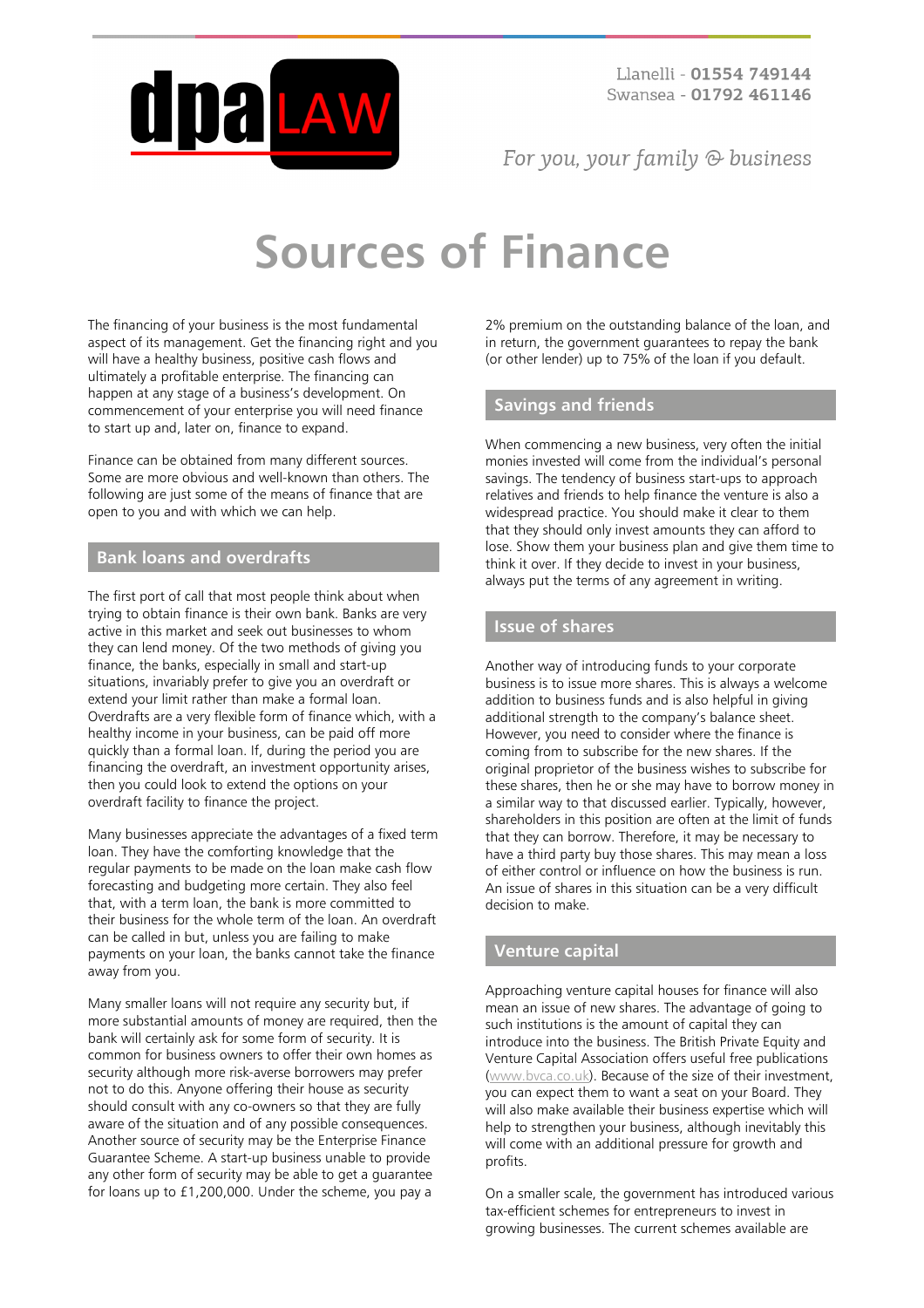# Sources of Finance

The financing of your business is the most fundamental aspect of its management. Get the financing right and you will have a healthy business, positive cash flows and ultimately a profitable enterprise. The financing can happen at any stage of a business's development. On commencement of your enterprise you will need finance to start up and, later on, finance to expand.

Finance can be obtained from many different sources. Some are more obvious and well-known than others. The following are just some of the means of finance that are open to you and with which we can help.

## Bank loans and overdrafts

The first port of call that most people think about when trying to obtain finance is their own bank. Banks are very active in this market and seek out businesses to whom they can lend money. Of the two methods of giving you finance, the banks, especially in small and start-up situations, invariably prefer to give you an overdraft or extend your limit rather than make a formal loan. Overdrafts are a very flexible form of finance which, with a healthy income in your business, can be paid off more quickly than a formal loan. If, during the period you are financing the overdraft, an investment opportunity arises, then you could look to extend the options on your overdraft facility to finance the project.

Many businesses appreciate the advantages of a fixed term loan. They have the comforting knowledge that the regular payments to be made on the loan make cash flow forecasting and budgeting more certain. They also feel that, with a term loan, the bank is more committed to their business for the whole term of the loan. An overdraft can be called in but, unless you are failing to make payments on your loan, the banks cannot take the finance away from you.

Many smaller loans will not require any security but, if more substantial amounts of money are required, then the bank will certainly ask for some form of security. It is common for business owners to offer their own homes as security although more risk-averse borrowers may prefer not to do this. Anyone offering their house as security should consult with any co-owners so that they are fully aware of the situation and of any possible consequences. Another source of security may be the Enterprise Finance Guarantee Scheme. A start-up business unable to provide any other form of security may be able to get a guarantee for loans up to £1,200,000. Under the scheme, you pay a 2% premium on the outstanding balance of the loan, and in return, the government guarantees to repay the bank (or other lender) up to 75% of the loan if you default.

## Savings and friends

When commencing a new business, very often the initial monies invested will come from the individual's personal savings. The tendency of business start-ups to approach relatives and friends to help finance the venture is also a widespread practice. You should make it clear to them that they should only invest amounts they can afford to lose. Show them your business plan and give them time to think it over. If they decide to invest in your business, always put the terms of any agreement in writing.

## Issue of shares

Another way of introducing funds to your corporate business is to issue more shares. This is always a welcome addition to business funds and is also helpful in giving additional strength to the company's balance sheet. However, you need to consider where the finance is coming from to subscribe for the new shares. If the original proprietor of the business wishes to subscribe for these shares, then he or she may have to borrow money in a similar way to that discussed earlier. Typically, however, shareholders in this position are often at the limit of funds that they can borrow. Therefore, it may be necessary to have a third party buy those shares. This may mean a loss of either control or influence on how the business is run. An issue of shares in this situation can be a very difficult decision to make.

## Venture capital

Approaching venture capital houses for finance will also mean an issue of new shares. The advantage of going to such institutions is the amount of capital they can introduce into the business. The British Private Equity and Venture Capital Association offers useful free publications (www.bvca.co.uk). Because of the size of their investment, you can expect them to want a seat on your Board. They will also make available their business expertise which will help to strengthen your business, although inevitably this will come with an additional pressure for growth and profits.

On a smaller scale, the government has introduced various tax-efficient schemes for entrepreneurs to invest in growing businesses. The current schemes available are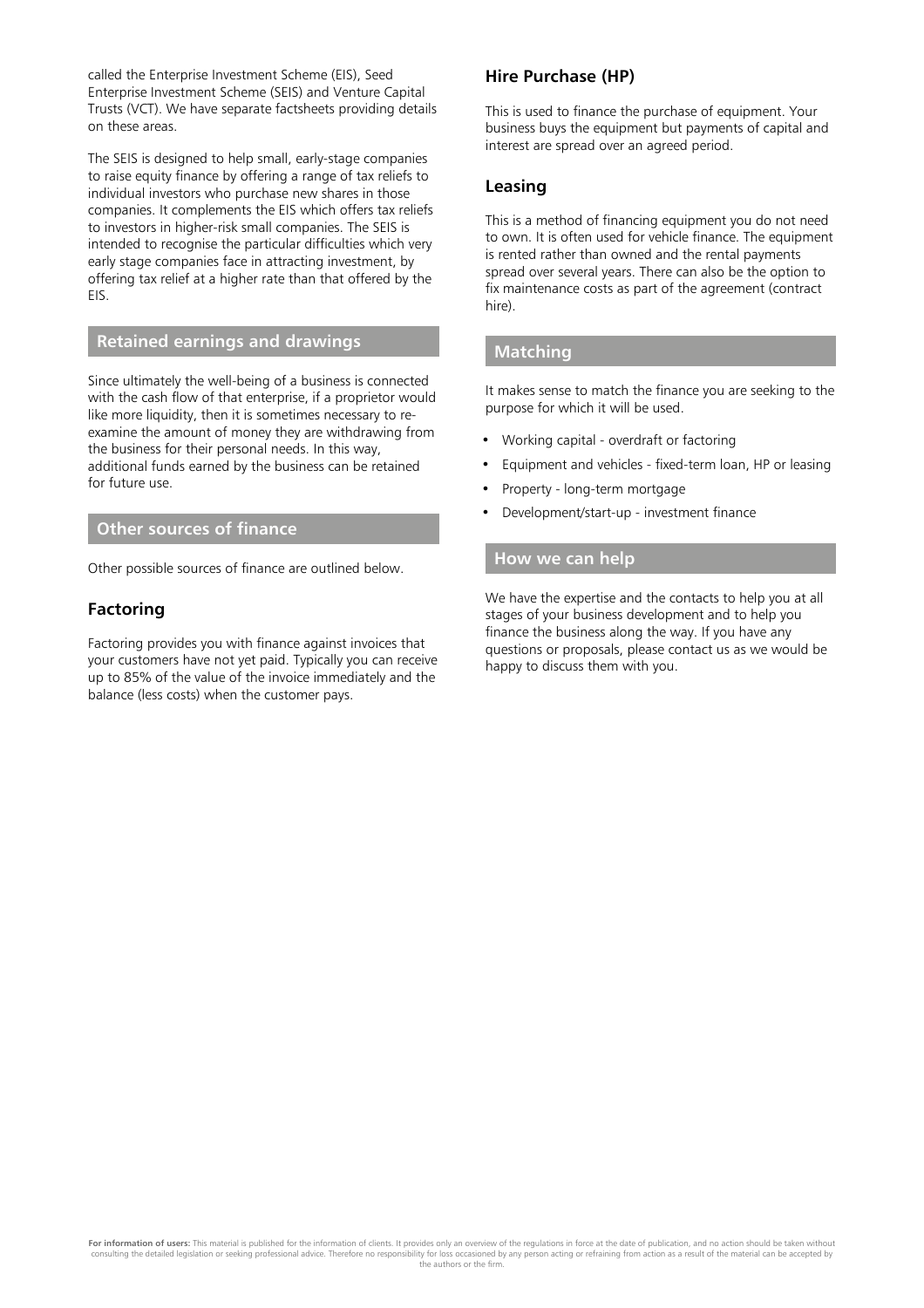called the Enterprise Investment Scheme (EIS), Seed Enterprise Investment Scheme (SEIS) and Venture Capital Trusts (VCT). We have separate factsheets providing details on these areas.

The SEIS is designed to help small, early-stage companies to raise equity finance by offering a range of tax reliefs to individual investors who purchase new shares in those companies. It complements the EIS which offers tax reliefs to investors in higher-risk small companies. The SEIS is intended to recognise the particular difficulties which very early stage companies face in attracting investment, by offering tax relief at a higher rate than that offered by the EIS.

## Retained earnings and drawings

Since ultimately the well-being of a business is connected with the cash flow of that enterprise, if a proprietor would like more liquidity, then it is sometimes necessary to re-examine the amount of money they are withdrawing from the business for their personal needs. In this way, additional funds earned by the business can be retained for future use.

## Other sources of finance

Other possible sources of finance are outlined below.

### Factoring

Factoring provides you with finance against invoices that your customers have not yet paid. Typically you can receive up to 85% of the value of the invoice immediately and the balance (less costs) when the customer pays.

### Hire Purchase (HP)

This is used to finance the purchase of equipment. Your business buys the equipment but payments of capital and interest are spread over an agreed period.

### Leasing

This is a method of financing equipment you do not need to own. It is often used for vehicle finance. The equipment is rented rather than owned and the rental payments spread over several years. There can also be the option to fix maintenance costs as part of the agreement (contract hire).

## Matching

It makes sense to match the finance you are seeking to the purpose for which it will be used.

- Working capital - overdraft or factoring
- Equipment and vehicles - fixed-term loan, HP or leasing
- Property - long-term mortgage
- Development/start-up - investment finance

## How we can help

We have the expertise and the contacts to help you at all stages of your business development and to help you finance the business along the way. If you have any questions or proposals, please contact us as we would be happy to discuss them with you.

**For information of users:** This material is published for the information of clients. It provides only an overview of the regulations in force at the date of publication, and no action should be taken without consulting the detailed legislation or seeking professional advice. Therefore no responsibility for loss occasioned by any person acting or refraining from action as a result of the material can be accepted by the authors or the firm.